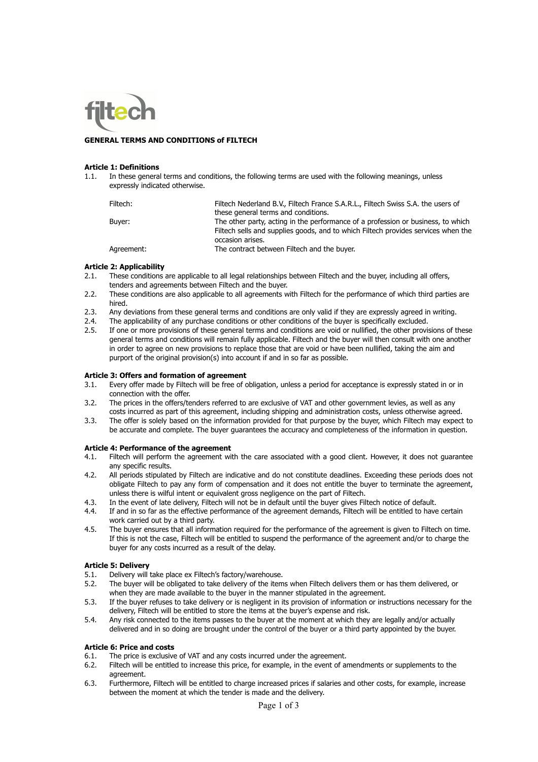# GENERAL TERMS AND CONDITIONS of FILTECH

## Article 1: Definitions

1.1. In these general terms and conditions, the following terms are used with the following meanings, unless expressly indicated otherwise.

| | |
|---|---|
| Filtech: | Filtech Nederland B.V., Filtech France S.A.R.L., Filtech Swiss S.A. the users of these general terms and conditions. |
| Buyer: | The other party, acting in the performance of a profession or business, to which Filtech sells and supplies goods, and to which Filtech provides services when the occasion arises. |
| Agreement: | The contract between Filtech and the buyer. |

## Article 2: Applicability

2.1. These conditions are applicable to all legal relationships between Filtech and the buyer, including all offers, tenders and agreements between Filtech and the buyer.

2.2. These conditions are also applicable to all agreements with Filtech for the performance of which third parties are hired.

2.3. Any deviations from these general terms and conditions are only valid if they are expressly agreed in writing.

2.4. The applicability of any purchase conditions or other conditions of the buyer is specifically excluded.

2.5. If one or more provisions of these general terms and conditions are void or nullified, the other provisions of these general terms and conditions will remain fully applicable. Filtech and the buyer will then consult with one another in order to agree on new provisions to replace those that are void or have been nullified, taking the aim and purport of the original provision(s) into account if and in so far as possible.

## Article 3: Offers and formation of agreement

3.1. Every offer made by Filtech will be free of obligation, unless a period for acceptance is expressly stated in or in connection with the offer.

3.2. The prices in the offers/tenders referred to are exclusive of VAT and other government levies, as well as any costs incurred as part of this agreement, including shipping and administration costs, unless otherwise agreed.

3.3. The offer is solely based on the information provided for that purpose by the buyer, which Filtech may expect to be accurate and complete. The buyer guarantees the accuracy and completeness of the information in question.

## Article 4: Performance of the agreement

4.1. Filtech will perform the agreement with the care associated with a good client. However, it does not guarantee any specific results.

4.2. All periods stipulated by Filtech are indicative and do not constitute deadlines. Exceeding these periods does not obligate Filtech to pay any form of compensation and it does not entitle the buyer to terminate the agreement, unless there is wilful intent or equivalent gross negligence on the part of Filtech.

4.3. In the event of late delivery, Filtech will not be in default until the buyer gives Filtech notice of default.

4.4. If and in so far as the effective performance of the agreement demands, Filtech will be entitled to have certain work carried out by a third party.

4.5. The buyer ensures that all information required for the performance of the agreement is given to Filtech on time. If this is not the case, Filtech will be entitled to suspend the performance of the agreement and/or to charge the buyer for any costs incurred as a result of the delay.

## Article 5: Delivery

5.1. Delivery will take place ex Filtech's factory/warehouse.

5.2. The buyer will be obligated to take delivery of the items when Filtech delivers them or has them delivered, or when they are made available to the buyer in the manner stipulated in the agreement.

5.3. If the buyer refuses to take delivery or is negligent in its provision of information or instructions necessary for the delivery, Filtech will be entitled to store the items at the buyer's expense and risk.

5.4. Any risk connected to the items passes to the buyer at the moment at which they are legally and/or actually delivered and in so doing are brought under the control of the buyer or a third party appointed by the buyer.

## Article 6: Price and costs

6.1. The price is exclusive of VAT and any costs incurred under the agreement.

6.2. Filtech will be entitled to increase this price, for example, in the event of amendments or supplements to the agreement.

6.3. Furthermore, Filtech will be entitled to charge increased prices if salaries and other costs, for example, increase between the moment at which the tender is made and the delivery.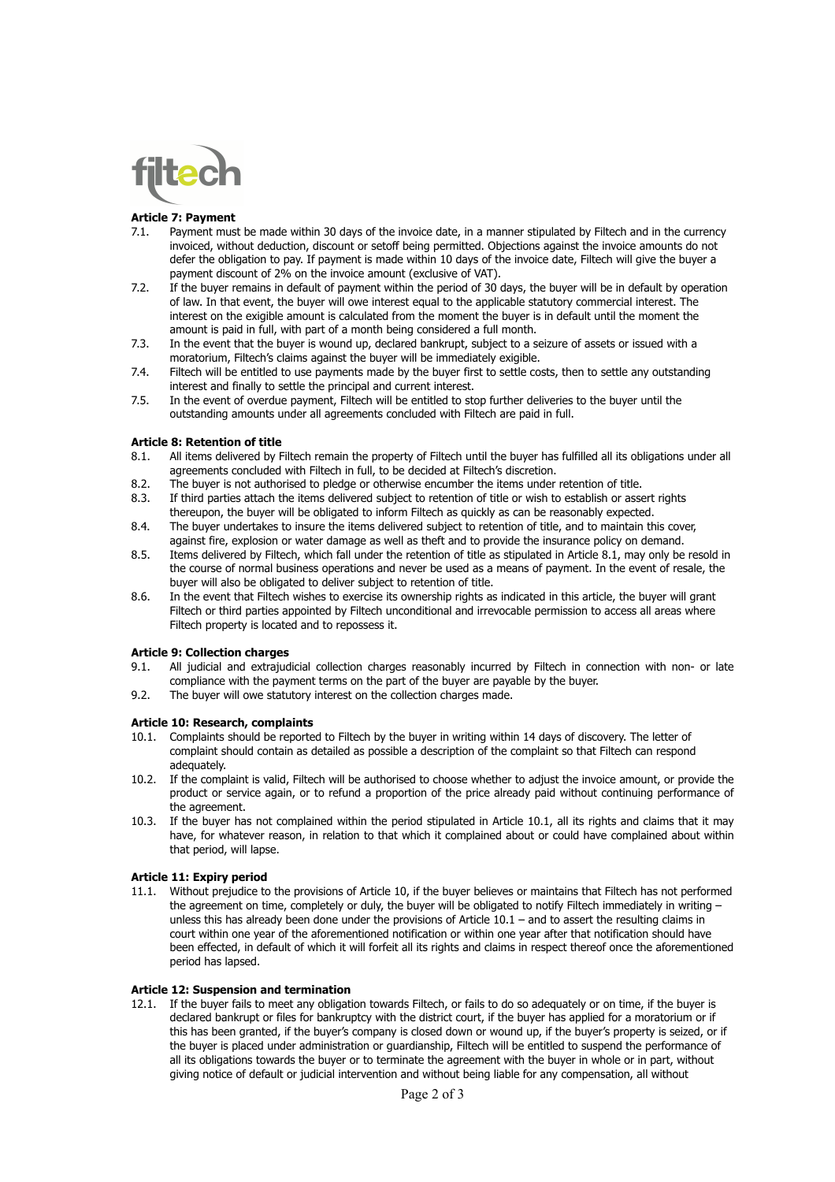### Article 7: Payment

7.1. Payment must be made within 30 days of the invoice date, in a manner stipulated by Filtech and in the currency invoiced, without deduction, discount or setoff being permitted. Objections against the invoice amounts do not defer the obligation to pay. If payment is made within 10 days of the invoice date, Filtech will give the buyer a payment discount of 2% on the invoice amount (exclusive of VAT).

7.2. If the buyer remains in default of payment within the period of 30 days, the buyer will be in default by operation of law. In that event, the buyer will owe interest equal to the applicable statutory commercial interest. The interest on the exigible amount is calculated from the moment the buyer is in default until the moment the amount is paid in full, with part of a month being considered a full month.

7.3. In the event that the buyer is wound up, declared bankrupt, subject to a seizure of assets or issued with a moratorium, Filtech's claims against the buyer will be immediately exigible.

7.4. Filtech will be entitled to use payments made by the buyer first to settle costs, then to settle any outstanding interest and finally to settle the principal and current interest.

7.5. In the event of overdue payment, Filtech will be entitled to stop further deliveries to the buyer until the outstanding amounts under all agreements concluded with Filtech are paid in full.

### Article 8: Retention of title

8.1. All items delivered by Filtech remain the property of Filtech until the buyer has fulfilled all its obligations under all agreements concluded with Filtech in full, to be decided at Filtech's discretion.

8.2. The buyer is not authorised to pledge or otherwise encumber the items under retention of title.

8.3. If third parties attach the items delivered subject to retention of title or wish to establish or assert rights thereupon, the buyer will be obligated to inform Filtech as quickly as can be reasonably expected.

8.4. The buyer undertakes to insure the items delivered subject to retention of title, and to maintain this cover, against fire, explosion or water damage as well as theft and to provide the insurance policy on demand.

8.5. Items delivered by Filtech, which fall under the retention of title as stipulated in Article 8.1, may only be resold in the course of normal business operations and never be used as a means of payment. In the event of resale, the buyer will also be obligated to deliver subject to retention of title.

8.6. In the event that Filtech wishes to exercise its ownership rights as indicated in this article, the buyer will grant Filtech or third parties appointed by Filtech unconditional and irrevocable permission to access all areas where Filtech property is located and to repossess it.

### Article 9: Collection charges

9.1. All judicial and extrajudicial collection charges reasonably incurred by Filtech in connection with non- or late compliance with the payment terms on the part of the buyer are payable by the buyer.

9.2. The buyer will owe statutory interest on the collection charges made.

### Article 10: Research, complaints

10.1. Complaints should be reported to Filtech by the buyer in writing within 14 days of discovery. The letter of complaint should contain as detailed as possible a description of the complaint so that Filtech can respond adequately.

10.2. If the complaint is valid, Filtech will be authorised to choose whether to adjust the invoice amount, or provide the product or service again, or to refund a proportion of the price already paid without continuing performance of the agreement.

10.3. If the buyer has not complained within the period stipulated in Article 10.1, all its rights and claims that it may have, for whatever reason, in relation to that which it complained about or could have complained about within that period, will lapse.

### Article 11: Expiry period

11.1. Without prejudice to the provisions of Article 10, if the buyer believes or maintains that Filtech has not performed the agreement on time, completely or duly, the buyer will be obligated to notify Filtech immediately in writing – unless this has already been done under the provisions of Article 10.1 – and to assert the resulting claims in court within one year of the aforementioned notification or within one year after that notification should have been effected, in default of which it will forfeit all its rights and claims in respect thereof once the aforementioned period has lapsed.

### Article 12: Suspension and termination

12.1. If the buyer fails to meet any obligation towards Filtech, or fails to do so adequately or on time, if the buyer is declared bankrupt or files for bankruptcy with the district court, if the buyer has applied for a moratorium or if this has been granted, if the buyer's company is closed down or wound up, if the buyer's property is seized, or if the buyer is placed under administration or guardianship, Filtech will be entitled to suspend the performance of all its obligations towards the buyer or to terminate the agreement with the buyer in whole or in part, without giving notice of default or judicial intervention and without being liable for any compensation, all without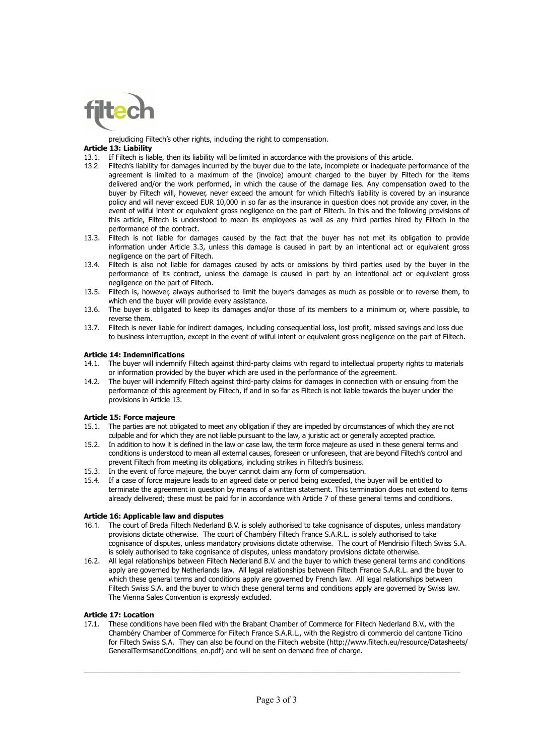prejudicing Filtech's other rights, including the right to compensation.

**Article 13: Liability**

13.1. If Filtech is liable, then its liability will be limited in accordance with the provisions of this article.

13.2. Filtech's liability for damages incurred by the buyer due to the late, incomplete or inadequate performance of the agreement is limited to a maximum of the (invoice) amount charged to the buyer by Filtech for the items delivered and/or the work performed, in which the cause of the damage lies. Any compensation owed to the buyer by Filtech will, however, never exceed the amount for which Filtech's liability is covered by an insurance policy and will never exceed EUR 10,000 in so far as the insurance in question does not provide any cover, in the event of wilful intent or equivalent gross negligence on the part of Filtech. In this and the following provisions of this article, Filtech is understood to mean its employees as well as any third parties hired by Filtech in the performance of the contract.

13.3. Filtech is not liable for damages caused by the fact that the buyer has not met its obligation to provide information under Article 3.3, unless this damage is caused in part by an intentional act or equivalent gross negligence on the part of Filtech.

13.4. Filtech is also not liable for damages caused by acts or omissions by third parties used by the buyer in the performance of its contract, unless the damage is caused in part by an intentional act or equivalent gross negligence on the part of Filtech.

13.5. Filtech is, however, always authorised to limit the buyer's damages as much as possible or to reverse them, to which end the buyer will provide every assistance.

13.6. The buyer is obligated to keep its damages and/or those of its members to a minimum or, where possible, to reverse them.

13.7. Filtech is never liable for indirect damages, including consequential loss, lost profit, missed savings and loss due to business interruption, except in the event of wilful intent or equivalent gross negligence on the part of Filtech.

**Article 14: Indemnifications**

14.1. The buyer will indemnify Filtech against third-party claims with regard to intellectual property rights to materials or information provided by the buyer which are used in the performance of the agreement.

14.2. The buyer will indemnify Filtech against third-party claims for damages in connection with or ensuing from the performance of this agreement by Filtech, if and in so far as Filtech is not liable towards the buyer under the provisions in Article 13.

**Article 15: Force majeure**

15.1. The parties are not obligated to meet any obligation if they are impeded by circumstances of which they are not culpable and for which they are not liable pursuant to the law, a juristic act or generally accepted practice.

15.2. In addition to how it is defined in the law or case law, the term force majeure as used in these general terms and conditions is understood to mean all external causes, foreseen or unforeseen, that are beyond Filtech's control and prevent Filtech from meeting its obligations, including strikes in Filtech's business.

15.3. In the event of force majeure, the buyer cannot claim any form of compensation.

15.4. If a case of force majeure leads to an agreed date or period being exceeded, the buyer will be entitled to terminate the agreement in question by means of a written statement. This termination does not extend to items already delivered; these must be paid for in accordance with Article 7 of these general terms and conditions.

**Article 16: Applicable law and disputes**

16.1. The court of Breda Filtech Nederland B.V. is solely authorised to take cognisance of disputes, unless mandatory provisions dictate otherwise. The court of Chambéry Filtech France S.A.R.L. is solely authorised to take cognisance of disputes, unless mandatory provisions dictate otherwise. The court of Mendrisio Filtech Swiss S.A. is solely authorised to take cognisance of disputes, unless mandatory provisions dictate otherwise.

16.2. All legal relationships between Filtech Nederland B.V. and the buyer to which these general terms and conditions apply are governed by Netherlands law. All legal relationships between Filtech France S.A.R.L. and the buyer to which these general terms and conditions apply are governed by French law. All legal relationships between Filtech Swiss S.A. and the buyer to which these general terms and conditions apply are governed by Swiss law. The Vienna Sales Convention is expressly excluded.

**Article 17: Location**

17.1. These conditions have been filed with the Brabant Chamber of Commerce for Filtech Nederland B.V., with the Chambéry Chamber of Commerce for Filtech France S.A.R.L., with the Registro di commercio del cantone Ticino for Filtech Swiss S.A. They can also be found on the Filtech website (http://www.filtech.eu/resource/Datasheets/GeneralTermsandConditions_en.pdf) and will be sent on demand free of charge.